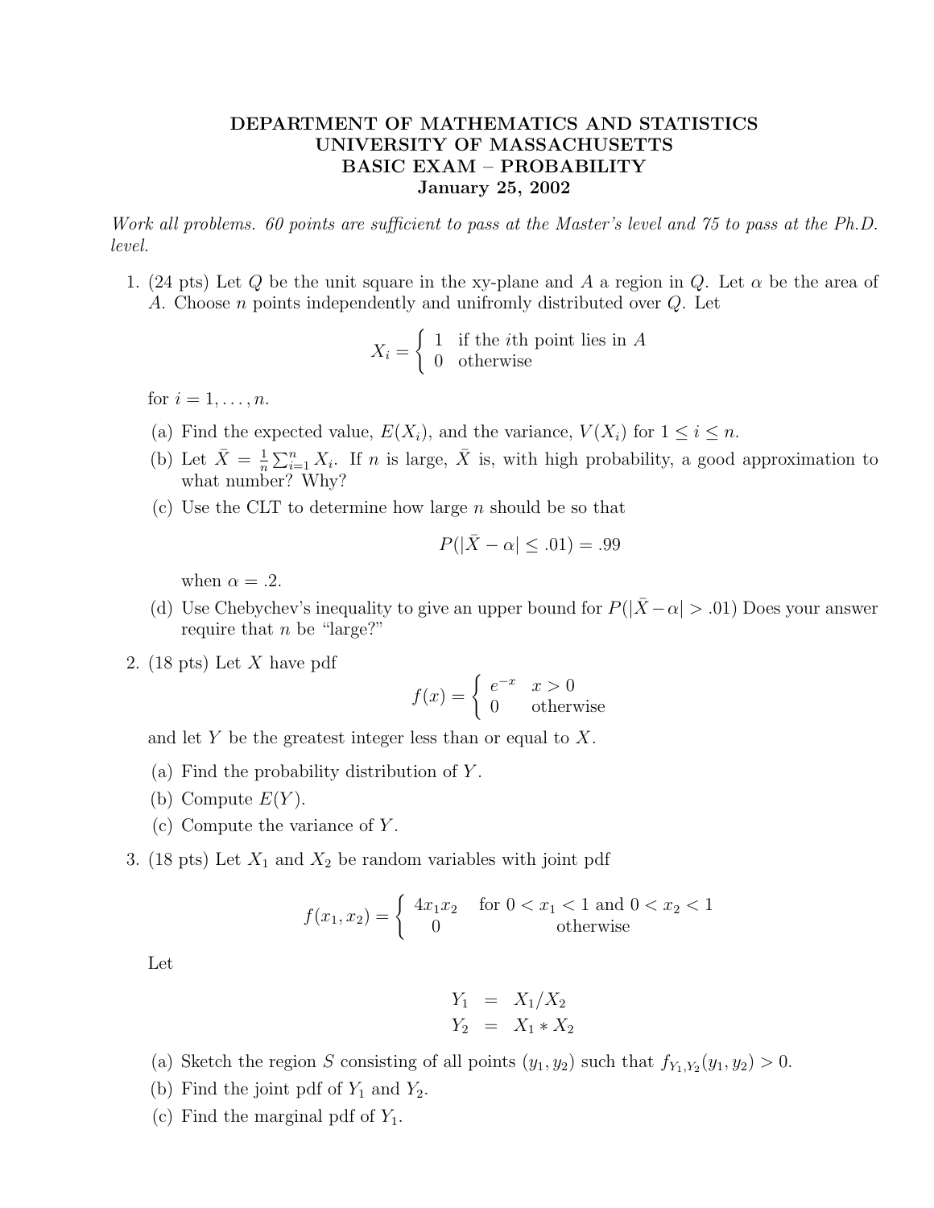# DEPARTMENT OF MATHEMATICS AND STATISTICS
# UNIVERSITY OF MASSACHUSETTS
# BASIC EXAM – PROBABILITY
## January 25, 2002

*Work all problems. 60 points are sufficient to pass at the Master's level and 75 to pass at the Ph.D. level.*

1. (24 pts) Let $Q$ be the unit square in the xy-plane and $A$ a region in $Q$. Let $\alpha$ be the area of $A$. Choose $n$ points independently and unifromly distributed over $Q$. Let

$$X_i = \begin{cases} 1 & \text{if the } i\text{th point lies in } A \\ 0 & \text{otherwise} \end{cases}$$

   for $i = 1, \ldots, n$.

   (a) Find the expected value, $E(X_i)$, and the variance, $V(X_i)$ for $1 \leq i \leq n$.

   (b) Let $\bar{X} = \frac{1}{n}\sum_{i=1}^{n} X_i$. If $n$ is large, $\bar{X}$ is, with high probability, a good approximation to what number? Why?

   (c) Use the CLT to determine how large $n$ should be so that

$$P(|\bar{X} - \alpha| \leq .01) = .99$$

   when $\alpha = .2$.

   (d) Use Chebychev's inequality to give an upper bound for $P(|\bar{X} - \alpha| > .01)$ Does your answer require that $n$ be "large?"

2. (18 pts) Let $X$ have pdf

$$f(x) = \begin{cases} e^{-x} & x > 0 \\ 0 & \text{otherwise} \end{cases}$$

   and let $Y$ be the greatest integer less than or equal to $X$.

   (a) Find the probability distribution of $Y$.

   (b) Compute $E(Y)$.

   (c) Compute the variance of $Y$.

3. (18 pts) Let $X_1$ and $X_2$ be random variables with joint pdf

$$f(x_1, x_2) = \begin{cases} 4x_1x_2 & \text{for } 0 < x_1 < 1 \text{ and } 0 < x_2 < 1 \\ 0 & \text{otherwise} \end{cases}$$

   Let

$$\begin{aligned} Y_1 &= X_1/X_2 \\ Y_2 &= X_1 * X_2 \end{aligned}$$

   (a) Sketch the region $S$ consisting of all points $(y_1, y_2)$ such that $f_{Y_1,Y_2}(y_1, y_2) > 0$.

   (b) Find the joint pdf of $Y_1$ and $Y_2$.

   (c) Find the marginal pdf of $Y_1$.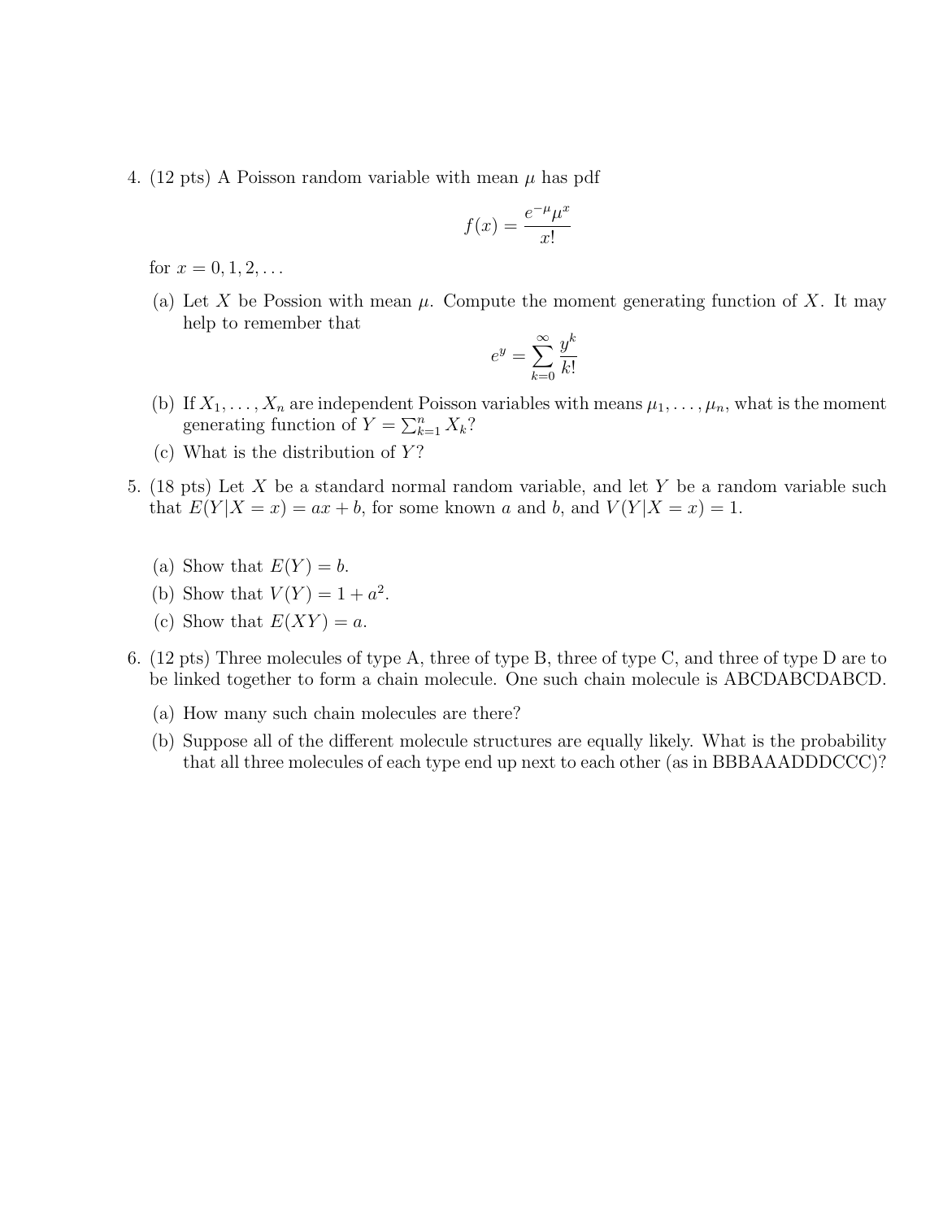4. (12 pts) A Poisson random variable with mean $\mu$ has pdf

$$f(x) = \frac{e^{-\mu}\mu^x}{x!}$$

for $x = 0, 1, 2, \ldots$

   (a) Let $X$ be Possion with mean $\mu$. Compute the moment generating function of $X$. It may help to remember that

$$e^y = \sum_{k=0}^{\infty} \frac{y^k}{k!}$$

   (b) If $X_1, \ldots, X_n$ are independent Poisson variables with means $\mu_1, \ldots, \mu_n$, what is the moment generating function of $Y = \sum_{k=1}^{n} X_k$?

   (c) What is the distribution of $Y$?

5. (18 pts) Let $X$ be a standard normal random variable, and let $Y$ be a random variable such that $E(Y|X = x) = ax + b$, for some known $a$ and $b$, and $V(Y|X = x) = 1$.

   (a) Show that $E(Y) = b$.

   (b) Show that $V(Y) = 1 + a^2$.

   (c) Show that $E(XY) = a$.

6. (12 pts) Three molecules of type A, three of type B, three of type C, and three of type D are to be linked together to form a chain molecule. One such chain molecule is ABCDABCDABCD.

   (a) How many such chain molecules are there?

   (b) Suppose all of the different molecule structures are equally likely. What is the probability that all three molecules of each type end up next to each other (as in BBBAAADDDCCC)?